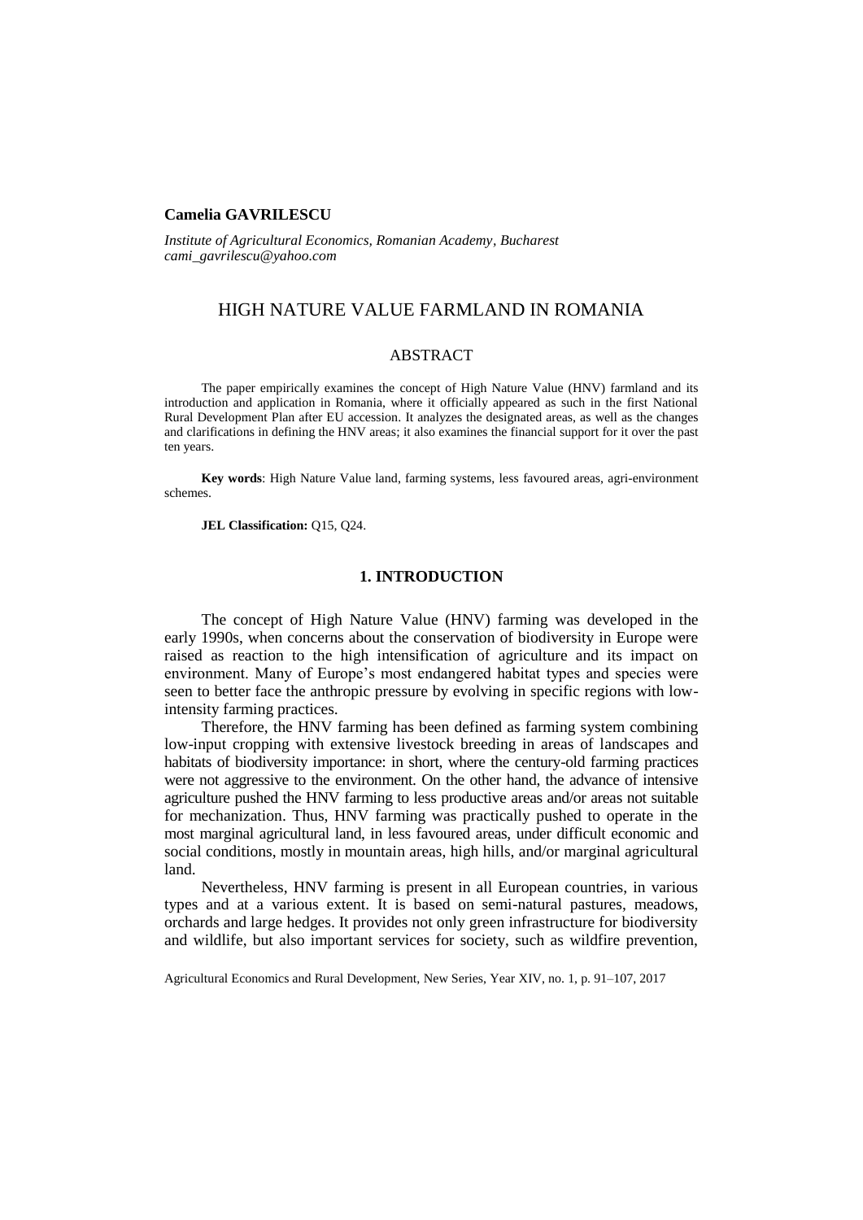**Camelia GAVRILESCU**

*Institute of Agricultural Economics, Romanian Academy, Bucharest*
*cami_gavrilescu@yahoo.com*

# HIGH NATURE VALUE FARMLAND IN ROMANIA

## ABSTRACT

The paper empirically examines the concept of High Nature Value (HNV) farmland and its introduction and application in Romania, where it officially appeared as such in the first National Rural Development Plan after EU accession. It analyzes the designated areas, as well as the changes and clarifications in defining the HNV areas; it also examines the financial support for it over the past ten years.

**Key words**: High Nature Value land, farming systems, less favoured areas, agri-environment schemes.

**JEL Classification:** Q15, Q24.

## 1. INTRODUCTION

The concept of High Nature Value (HNV) farming was developed in the early 1990s, when concerns about the conservation of biodiversity in Europe were raised as reaction to the high intensification of agriculture and its impact on environment. Many of Europe's most endangered habitat types and species were seen to better face the anthropic pressure by evolving in specific regions with low-intensity farming practices.

Therefore, the HNV farming has been defined as farming system combining low-input cropping with extensive livestock breeding in areas of landscapes and habitats of biodiversity importance: in short, where the century-old farming practices were not aggressive to the environment. On the other hand, the advance of intensive agriculture pushed the HNV farming to less productive areas and/or areas not suitable for mechanization. Thus, HNV farming was practically pushed to operate in the most marginal agricultural land, in less favoured areas, under difficult economic and social conditions, mostly in mountain areas, high hills, and/or marginal agricultural land.

Nevertheless, HNV farming is present in all European countries, in various types and at a various extent. It is based on semi-natural pastures, meadows, orchards and large hedges. It provides not only green infrastructure for biodiversity and wildlife, but also important services for society, such as wildfire prevention,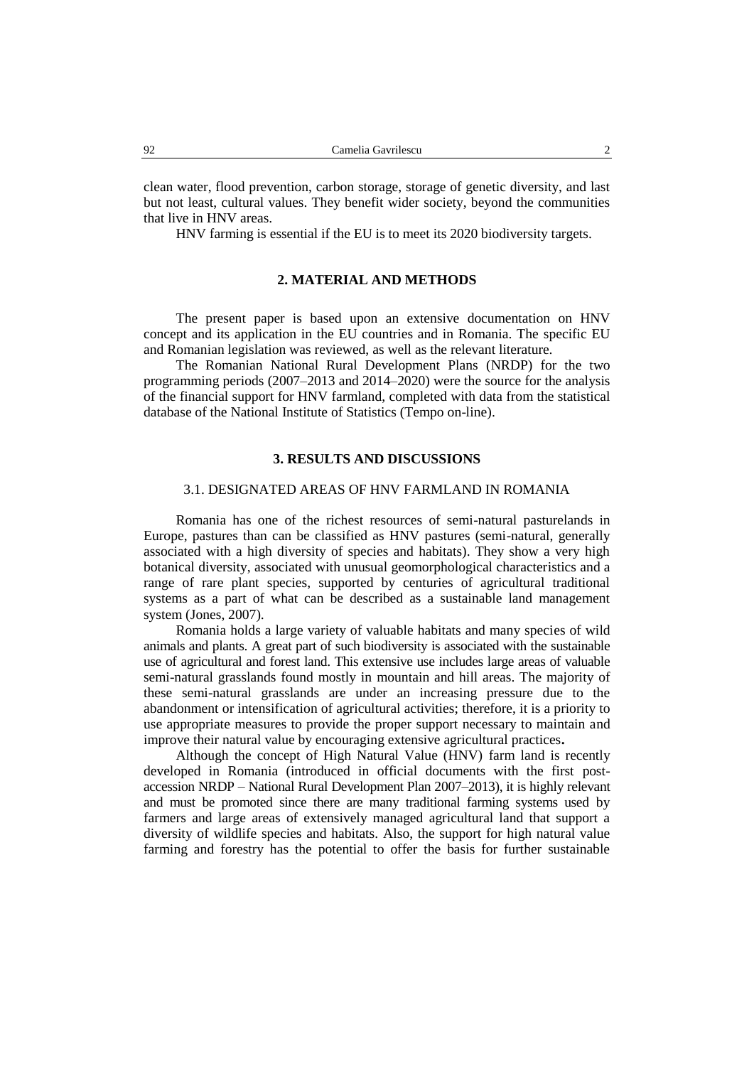clean water, flood prevention, carbon storage, storage of genetic diversity, and last but not least, cultural values. They benefit wider society, beyond the communities that live in HNV areas.

HNV farming is essential if the EU is to meet its 2020 biodiversity targets.

## 2. MATERIAL AND METHODS

The present paper is based upon an extensive documentation on HNV concept and its application in the EU countries and in Romania. The specific EU and Romanian legislation was reviewed, as well as the relevant literature.

The Romanian National Rural Development Plans (NRDP) for the two programming periods (2007–2013 and 2014–2020) were the source for the analysis of the financial support for HNV farmland, completed with data from the statistical database of the National Institute of Statistics (Tempo on-line).

## 3. RESULTS AND DISCUSSIONS

### 3.1. DESIGNATED AREAS OF HNV FARMLAND IN ROMANIA

Romania has one of the richest resources of semi-natural pasturelands in Europe, pastures than can be classified as HNV pastures (semi-natural, generally associated with a high diversity of species and habitats). They show a very high botanical diversity, associated with unusual geomorphological characteristics and a range of rare plant species, supported by centuries of agricultural traditional systems as a part of what can be described as a sustainable land management system (Jones, 2007).

Romania holds a large variety of valuable habitats and many species of wild animals and plants. A great part of such biodiversity is associated with the sustainable use of agricultural and forest land. This extensive use includes large areas of valuable semi-natural grasslands found mostly in mountain and hill areas. The majority of these semi-natural grasslands are under an increasing pressure due to the abandonment or intensification of agricultural activities; therefore, it is a priority to use appropriate measures to provide the proper support necessary to maintain and improve their natural value by encouraging extensive agricultural practices**.**

Although the concept of High Natural Value (HNV) farm land is recently developed in Romania (introduced in official documents with the first post-accession NRDP – National Rural Development Plan 2007–2013), it is highly relevant and must be promoted since there are many traditional farming systems used by farmers and large areas of extensively managed agricultural land that support a diversity of wildlife species and habitats. Also, the support for high natural value farming and forestry has the potential to offer the basis for further sustainable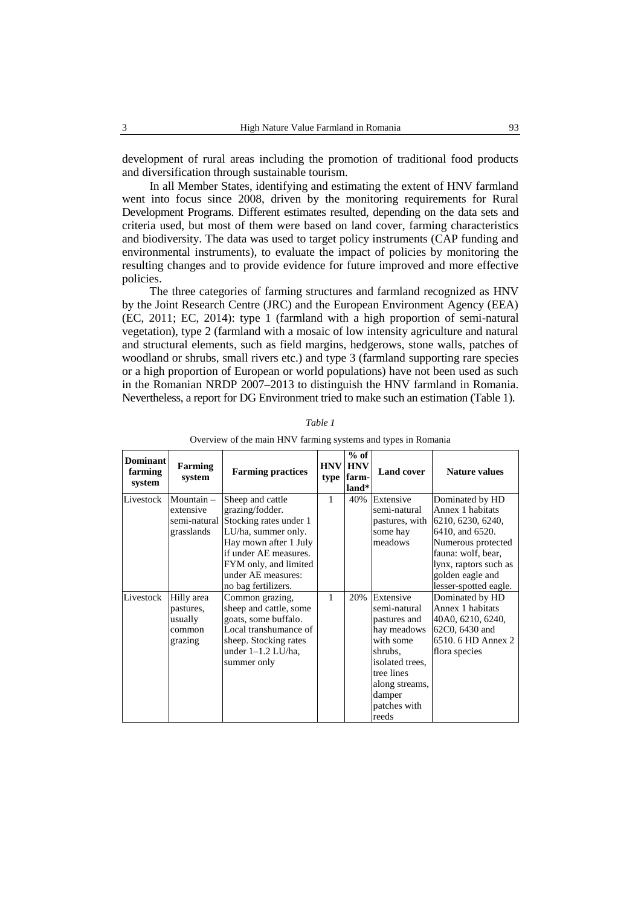development of rural areas including the promotion of traditional food products and diversification through sustainable tourism.

In all Member States, identifying and estimating the extent of HNV farmland went into focus since 2008, driven by the monitoring requirements for Rural Development Programs. Different estimates resulted, depending on the data sets and criteria used, but most of them were based on land cover, farming characteristics and biodiversity. The data was used to target policy instruments (CAP funding and environmental instruments), to evaluate the impact of policies by monitoring the resulting changes and to provide evidence for future improved and more effective policies.

The three categories of farming structures and farmland recognized as HNV by the Joint Research Centre (JRC) and the European Environment Agency (EEA) (EC, 2011; EC, 2014): type 1 (farmland with a high proportion of semi-natural vegetation), type 2 (farmland with a mosaic of low intensity agriculture and natural and structural elements, such as field margins, hedgerows, stone walls, patches of woodland or shrubs, small rivers etc.) and type 3 (farmland supporting rare species or a high proportion of European or world populations) have not been used as such in the Romanian NRDP 2007–2013 to distinguish the HNV farmland in Romania. Nevertheless, a report for DG Environment tried to make such an estimation (Table 1).

*Table 1*

Overview of the main HNV farming systems and types in Romania

| Dominant farming system | Farming system | Farming practices | HNV type | % of HNV farm-land* | Land cover | Nature values |
|---|---|---|---|---|---|---|
| Livestock | Mountain – extensive semi-natural grasslands | Sheep and cattle grazing/fodder. Stocking rates under 1 LU/ha, summer only. Hay mown after 1 July if under AE measures. FYM only, and limited under AE measures: no bag fertilizers. | 1 | 40% | Extensive semi-natural pastures, with some hay meadows | Dominated by HD Annex 1 habitats 6210, 6230, 6240, 6410, and 6520. Numerous protected fauna: wolf, bear, lynx, raptors such as golden eagle and lesser-spotted eagle. |
| Livestock | Hilly area pastures, usually common grazing | Common grazing, sheep and cattle, some goats, some buffalo. Local transhumance of sheep. Stocking rates under 1–1.2 LU/ha, summer only | 1 | 20% | Extensive semi-natural pastures and hay meadows with some shrubs, isolated trees, tree lines along streams, damper patches with reeds | Dominated by HD Annex 1 habitats 40A0, 6210, 6240, 62C0, 6430 and 6510. 6 HD Annex 2 flora species |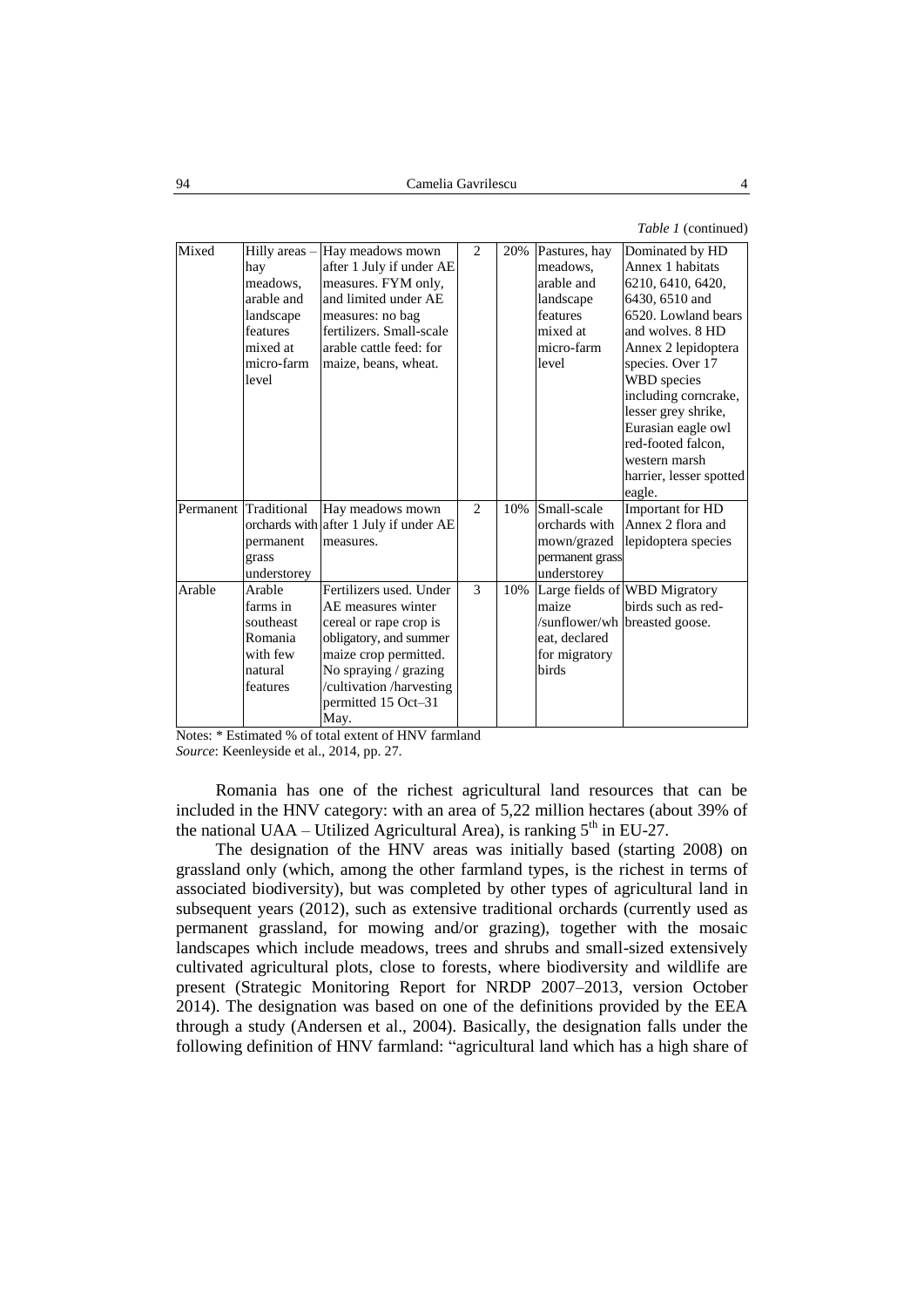*Table 1* (continued)

| | | | | | | |
|---|---|---|---|---|---|---|
| Mixed | Hilly areas – hay meadows, arable and landscape features mixed at micro-farm level | Hay meadows mown after 1 July if under AE measures. FYM only, and limited under AE measures: no bag fertilizers. Small-scale arable cattle feed: for maize, beans, wheat. | 2 | 20% | Pastures, hay meadows, arable and landscape features mixed at micro-farm level | Dominated by HD Annex 1 habitats 6210, 6410, 6420, 6430, 6510 and 6520. Lowland bears and wolves. 8 HD Annex 2 lepidoptera species. Over 17 WBD species including corncrake, lesser grey shrike, Eurasian eagle owl red-footed falcon, western marsh harrier, lesser spotted eagle. |
| Permanent | Traditional orchards with permanent grass understorey | Hay meadows mown after 1 July if under AE measures. | 2 | 10% | Small-scale orchards with mown/grazed permanent grass understorey | Important for HD Annex 2 flora and lepidoptera species |
| Arable | Arable farms in southeast Romania with few natural features | Fertilizers used. Under AE measures winter cereal or rape crop is obligatory, and summer maize crop permitted. No spraying / grazing /cultivation /harvesting permitted 15 Oct–31 May. | 3 | 10% | Large fields of maize /sunflower/wheat, declared for migratory birds | WBD Migratory birds such as red-breasted goose. |

Notes: * Estimated % of total extent of HNV farmland
*Source*: Keenleyside et al., 2014, pp. 27.

Romania has one of the richest agricultural land resources that can be included in the HNV category: with an area of 5,22 million hectares (about 39% of the national UAA – Utilized Agricultural Area), is ranking 5th in EU-27.

The designation of the HNV areas was initially based (starting 2008) on grassland only (which, among the other farmland types, is the richest in terms of associated biodiversity), but was completed by other types of agricultural land in subsequent years (2012), such as extensive traditional orchards (currently used as permanent grassland, for mowing and/or grazing), together with the mosaic landscapes which include meadows, trees and shrubs and small-sized extensively cultivated agricultural plots, close to forests, where biodiversity and wildlife are present (Strategic Monitoring Report for NRDP 2007–2013, version October 2014). The designation was based on one of the definitions provided by the EEA through a study (Andersen et al., 2004). Basically, the designation falls under the following definition of HNV farmland: "agricultural land which has a high share of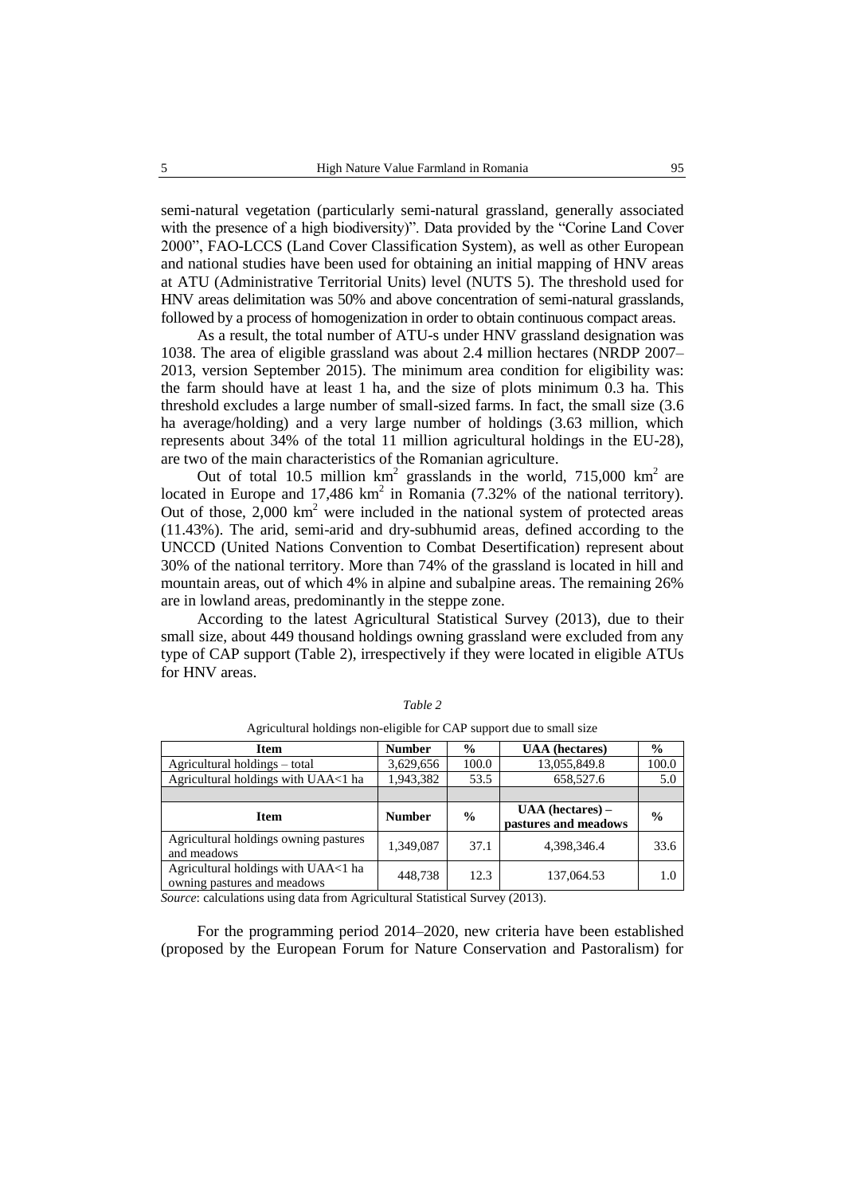semi-natural vegetation (particularly semi-natural grassland, generally associated with the presence of a high biodiversity)". Data provided by the "Corine Land Cover 2000", FAO-LCCS (Land Cover Classification System), as well as other European and national studies have been used for obtaining an initial mapping of HNV areas at ATU (Administrative Territorial Units) level (NUTS 5). The threshold used for HNV areas delimitation was 50% and above concentration of semi-natural grasslands, followed by a process of homogenization in order to obtain continuous compact areas.

As a result, the total number of ATU-s under HNV grassland designation was 1038. The area of eligible grassland was about 2.4 million hectares (NRDP 2007–2013, version September 2015). The minimum area condition for eligibility was: the farm should have at least 1 ha, and the size of plots minimum 0.3 ha. This threshold excludes a large number of small-sized farms. In fact, the small size (3.6 ha average/holding) and a very large number of holdings (3.63 million, which represents about 34% of the total 11 million agricultural holdings in the EU-28), are two of the main characteristics of the Romanian agriculture.

Out of total 10.5 million $km^2$ grasslands in the world, 715,000 $km^2$ are located in Europe and 17,486 $km^2$ in Romania (7.32% of the national territory). Out of those, 2,000 $km^2$ were included in the national system of protected areas (11.43%). The arid, semi-arid and dry-subhumid areas, defined according to the UNCCD (United Nations Convention to Combat Desertification) represent about 30% of the national territory. More than 74% of the grassland is located in hill and mountain areas, out of which 4% in alpine and subalpine areas. The remaining 26% are in lowland areas, predominantly in the steppe zone.

According to the latest Agricultural Statistical Survey (2013), due to their small size, about 449 thousand holdings owning grassland were excluded from any type of CAP support (Table 2), irrespectively if they were located in eligible ATUs for HNV areas.

*Table 2*

Agricultural holdings non-eligible for CAP support due to small size

| Item | Number | % | UAA (hectares) | % |
|---|---|---|---|---|
| Agricultural holdings – total | 3,629,656 | 100.0 | 13,055,849.8 | 100.0 |
| Agricultural holdings with UAA<1 ha | 1,943,382 | 53.5 | 658,527.6 | 5.0 |
| | | | | |
| **Item** | **Number** | **%** | **UAA (hectares) – pastures and meadows** | **%** |
| Agricultural holdings owning pastures and meadows | 1,349,087 | 37.1 | 4,398,346.4 | 33.6 |
| Agricultural holdings with UAA<1 ha owning pastures and meadows | 448,738 | 12.3 | 137,064.53 | 1.0 |

*Source*: calculations using data from Agricultural Statistical Survey (2013).

For the programming period 2014–2020, new criteria have been established (proposed by the European Forum for Nature Conservation and Pastoralism) for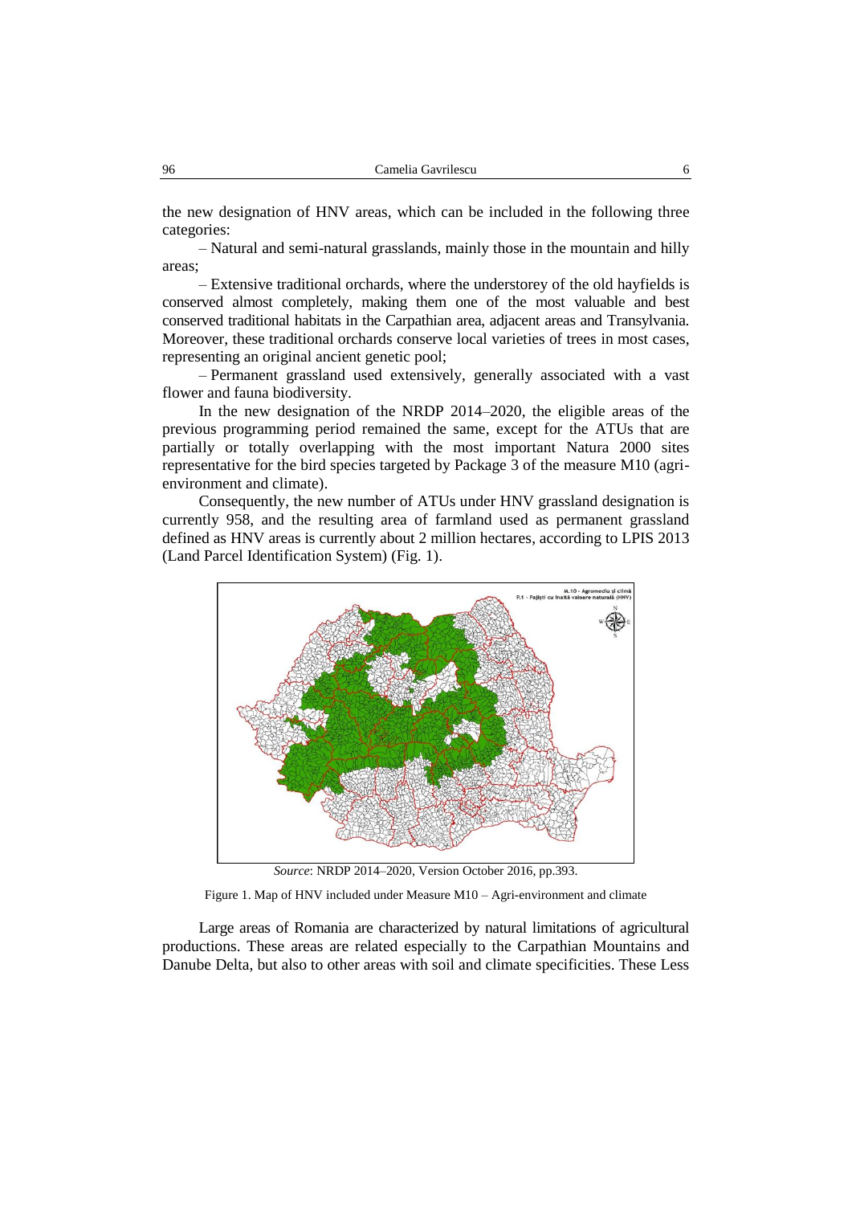the new designation of HNV areas, which can be included in the following three categories:

– Natural and semi-natural grasslands, mainly those in the mountain and hilly areas;

– Extensive traditional orchards, where the understorey of the old hayfields is conserved almost completely, making them one of the most valuable and best conserved traditional habitats in the Carpathian area, adjacent areas and Transylvania. Moreover, these traditional orchards conserve local varieties of trees in most cases, representing an original ancient genetic pool;

– Permanent grassland used extensively, generally associated with a vast flower and fauna biodiversity.

In the new designation of the NRDP 2014–2020, the eligible areas of the previous programming period remained the same, except for the ATUs that are partially or totally overlapping with the most important Natura 2000 sites representative for the bird species targeted by Package 3 of the measure M10 (agri-environment and climate).

Consequently, the new number of ATUs under HNV grassland designation is currently 958, and the resulting area of farmland used as permanent grassland defined as HNV areas is currently about 2 million hectares, according to LPIS 2013 (Land Parcel Identification System) (Fig. 1).

*Source*: NRDP 2014–2020, Version October 2016, pp.393.

Figure 1. Map of HNV included under Measure M10 – Agri-environment and climate

Large areas of Romania are characterized by natural limitations of agricultural productions. These areas are related especially to the Carpathian Mountains and Danube Delta, but also to other areas with soil and climate specificities. These Less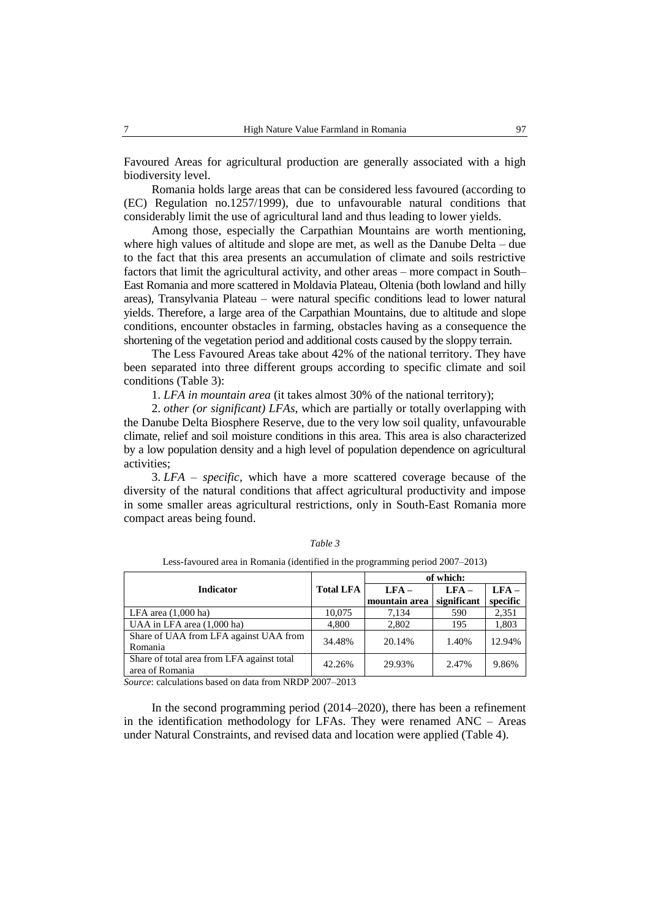Favoured Areas for agricultural production are generally associated with a high biodiversity level.

Romania holds large areas that can be considered less favoured (according to (EC) Regulation no.1257/1999), due to unfavourable natural conditions that considerably limit the use of agricultural land and thus leading to lower yields.

Among those, especially the Carpathian Mountains are worth mentioning, where high values of altitude and slope are met, as well as the Danube Delta – due to the fact that this area presents an accumulation of climate and soils restrictive factors that limit the agricultural activity, and other areas – more compact in South–East Romania and more scattered in Moldavia Plateau, Oltenia (both lowland and hilly areas), Transylvania Plateau – were natural specific conditions lead to lower natural yields. Therefore, a large area of the Carpathian Mountains, due to altitude and slope conditions, encounter obstacles in farming, obstacles having as a consequence the shortening of the vegetation period and additional costs caused by the sloppy terrain.

The Less Favoured Areas take about 42% of the national territory. They have been separated into three different groups according to specific climate and soil conditions (Table 3):

1. *LFA in mountain area* (it takes almost 30% of the national territory);

2. *other (or significant) LFAs*, which are partially or totally overlapping with the Danube Delta Biosphere Reserve, due to the very low soil quality, unfavourable climate, relief and soil moisture conditions in this area. This area is also characterized by a low population density and a high level of population dependence on agricultural activities;

3. *LFA – specific*, which have a more scattered coverage because of the diversity of the natural conditions that affect agricultural productivity and impose in some smaller areas agricultural restrictions, only in South-East Romania more compact areas being found.

*Table 3*

Less-favoured area in Romania (identified in the programming period 2007–2013)

| Indicator | Total LFA | of which: | | |
|---|---|---|---|---|
| | | LFA – mountain area | LFA – significant | LFA – specific |
| LFA area (1,000 ha) | 10,075 | 7,134 | 590 | 2,351 |
| UAA in LFA area (1,000 ha) | 4,800 | 2,802 | 195 | 1,803 |
| Share of UAA from LFA against UAA from Romania | 34.48% | 20.14% | 1.40% | 12.94% |
| Share of total area from LFA against total area of Romania | 42.26% | 29.93% | 2.47% | 9.86% |

*Source*: calculations based on data from NRDP 2007–2013

In the second programming period (2014–2020), there has been a refinement in the identification methodology for LFAs. They were renamed ANC – Areas under Natural Constraints, and revised data and location were applied (Table 4).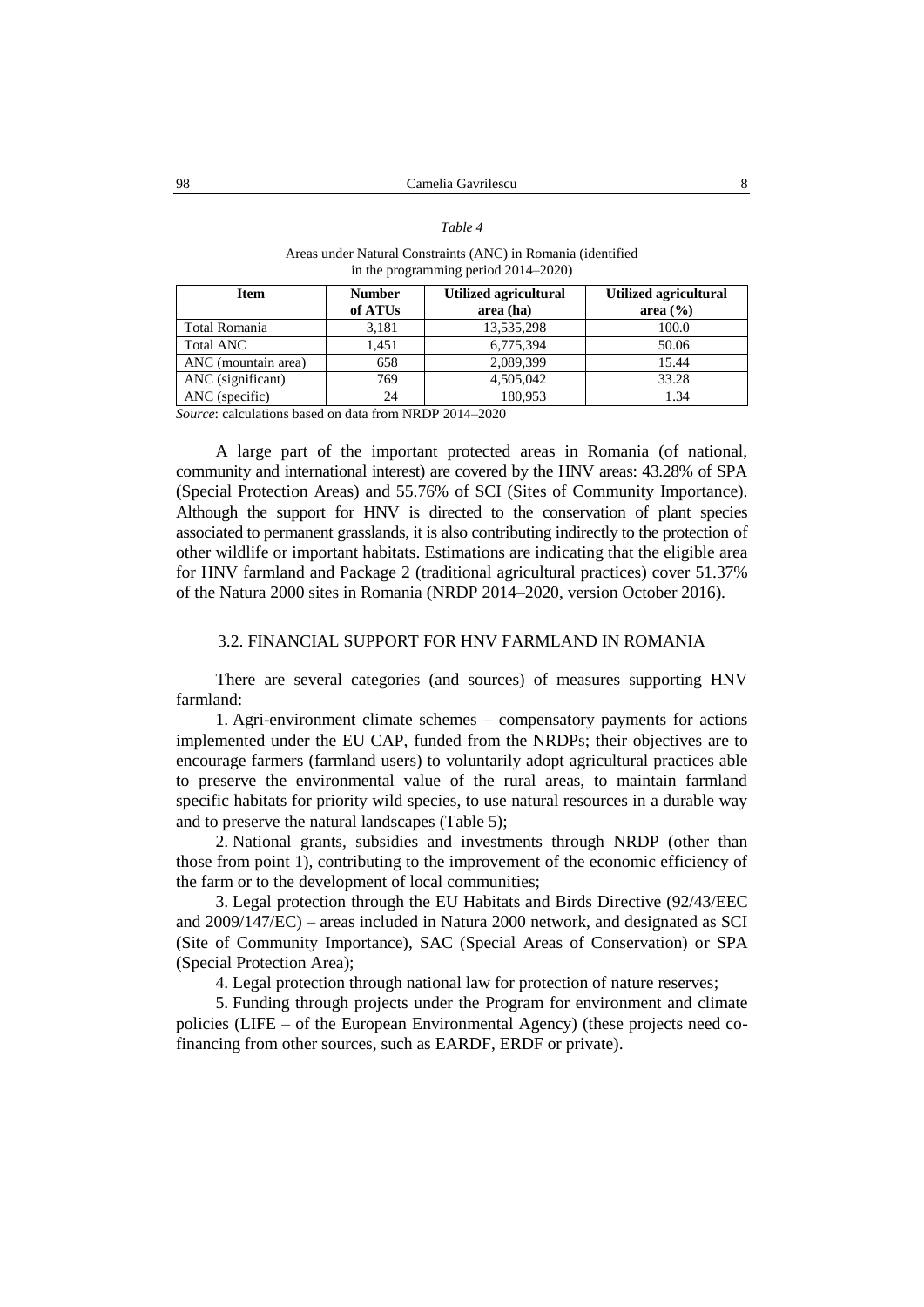*Table 4*

Areas under Natural Constraints (ANC) in Romania (identified in the programming period 2014–2020)

| Item | Number of ATUs | Utilized agricultural area (ha) | Utilized agricultural area (%) |
|---|---|---|---|
| Total Romania | 3,181 | 13,535,298 | 100.0 |
| Total ANC | 1,451 | 6,775,394 | 50.06 |
| ANC (mountain area) | 658 | 2,089,399 | 15.44 |
| ANC (significant) | 769 | 4,505,042 | 33.28 |
| ANC (specific) | 24 | 180,953 | 1.34 |

*Source*: calculations based on data from NRDP 2014–2020

A large part of the important protected areas in Romania (of national, community and international interest) are covered by the HNV areas: 43.28% of SPA (Special Protection Areas) and 55.76% of SCI (Sites of Community Importance). Although the support for HNV is directed to the conservation of plant species associated to permanent grasslands, it is also contributing indirectly to the protection of other wildlife or important habitats. Estimations are indicating that the eligible area for HNV farmland and Package 2 (traditional agricultural practices) cover 51.37% of the Natura 2000 sites in Romania (NRDP 2014–2020, version October 2016).

### 3.2. FINANCIAL SUPPORT FOR HNV FARMLAND IN ROMANIA

There are several categories (and sources) of measures supporting HNV farmland:

1. Agri-environment climate schemes – compensatory payments for actions implemented under the EU CAP, funded from the NRDPs; their objectives are to encourage farmers (farmland users) to voluntarily adopt agricultural practices able to preserve the environmental value of the rural areas, to maintain farmland specific habitats for priority wild species, to use natural resources in a durable way and to preserve the natural landscapes (Table 5);

2. National grants, subsidies and investments through NRDP (other than those from point 1), contributing to the improvement of the economic efficiency of the farm or to the development of local communities;

3. Legal protection through the EU Habitats and Birds Directive (92/43/EEC and 2009/147/EC) – areas included in Natura 2000 network, and designated as SCI (Site of Community Importance), SAC (Special Areas of Conservation) or SPA (Special Protection Area);

4. Legal protection through national law for protection of nature reserves;

5. Funding through projects under the Program for environment and climate policies (LIFE – of the European Environmental Agency) (these projects need co-financing from other sources, such as EARDF, ERDF or private).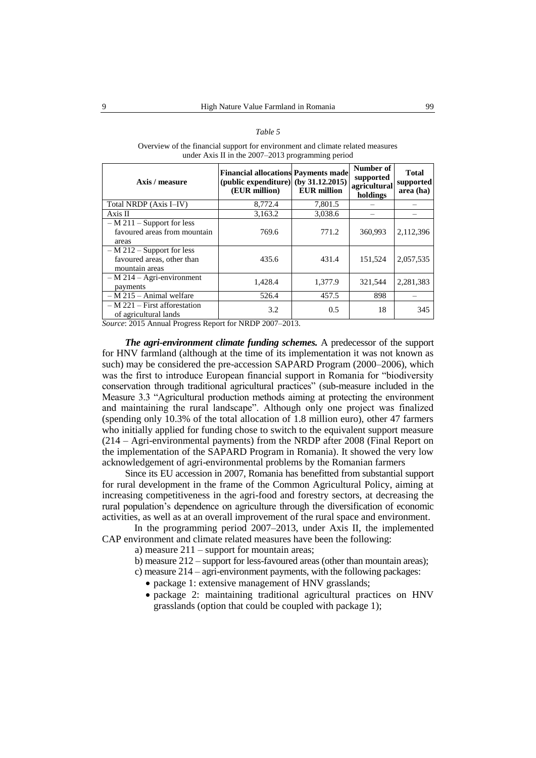*Table 5*

Overview of the financial support for environment and climate related measures under Axis II in the 2007–2013 programming period

| Axis / measure | Financial allocations (public expenditure) (EUR million) | Payments made (by 31.12.2015) EUR million | Number of supported agricultural holdings | Total supported area (ha) |
|---|---|---|---|---|
| Total NRDP (Axis I–IV) | 8,772.4 | 7,801.5 | – | – |
| Axis II | 3,163.2 | 3,038.6 | – | – |
| – M 211 – Support for less favoured areas from mountain areas | 769.6 | 771.2 | 360,993 | 2,112,396 |
| – M 212 – Support for less favoured areas, other than mountain areas | 435.6 | 431.4 | 151,524 | 2,057,535 |
| – M 214 – Agri-environment payments | 1,428.4 | 1,377.9 | 321,544 | 2,281,383 |
| – M 215 – Animal welfare | 526.4 | 457.5 | 898 | – |
| – M 221 – First afforestation of agricultural lands | 3.2 | 0.5 | 18 | 345 |

*Source*: 2015 Annual Progress Report for NRDP 2007–2013.

***The agri-environment climate funding schemes.*** A predecessor of the support for HNV farmland (although at the time of its implementation it was not known as such) may be considered the pre-accession SAPARD Program (2000–2006), which was the first to introduce European financial support in Romania for "biodiversity conservation through traditional agricultural practices" (sub-measure included in the Measure 3.3 "Agricultural production methods aiming at protecting the environment and maintaining the rural landscape". Although only one project was finalized (spending only 10.3% of the total allocation of 1.8 million euro), other 47 farmers who initially applied for funding chose to switch to the equivalent support measure (214 – Agri-environmental payments) from the NRDP after 2008 (Final Report on the implementation of the SAPARD Program in Romania). It showed the very low acknowledgement of agri-environmental problems by the Romanian farmers

Since its EU accession in 2007, Romania has benefitted from substantial support for rural development in the frame of the Common Agricultural Policy, aiming at increasing competitiveness in the agri-food and forestry sectors, at decreasing the rural population's dependence on agriculture through the diversification of economic activities, as well as at an overall improvement of the rural space and environment.

In the programming period 2007–2013, under Axis II, the implemented CAP environment and climate related measures have been the following:

a) measure 211 – support for mountain areas;

b) measure 212 – support for less-favoured areas (other than mountain areas);

c) measure 214 – agri-environment payments, with the following packages:

- package 1: extensive management of HNV grasslands;
- package 2: maintaining traditional agricultural practices on HNV grasslands (option that could be coupled with package 1);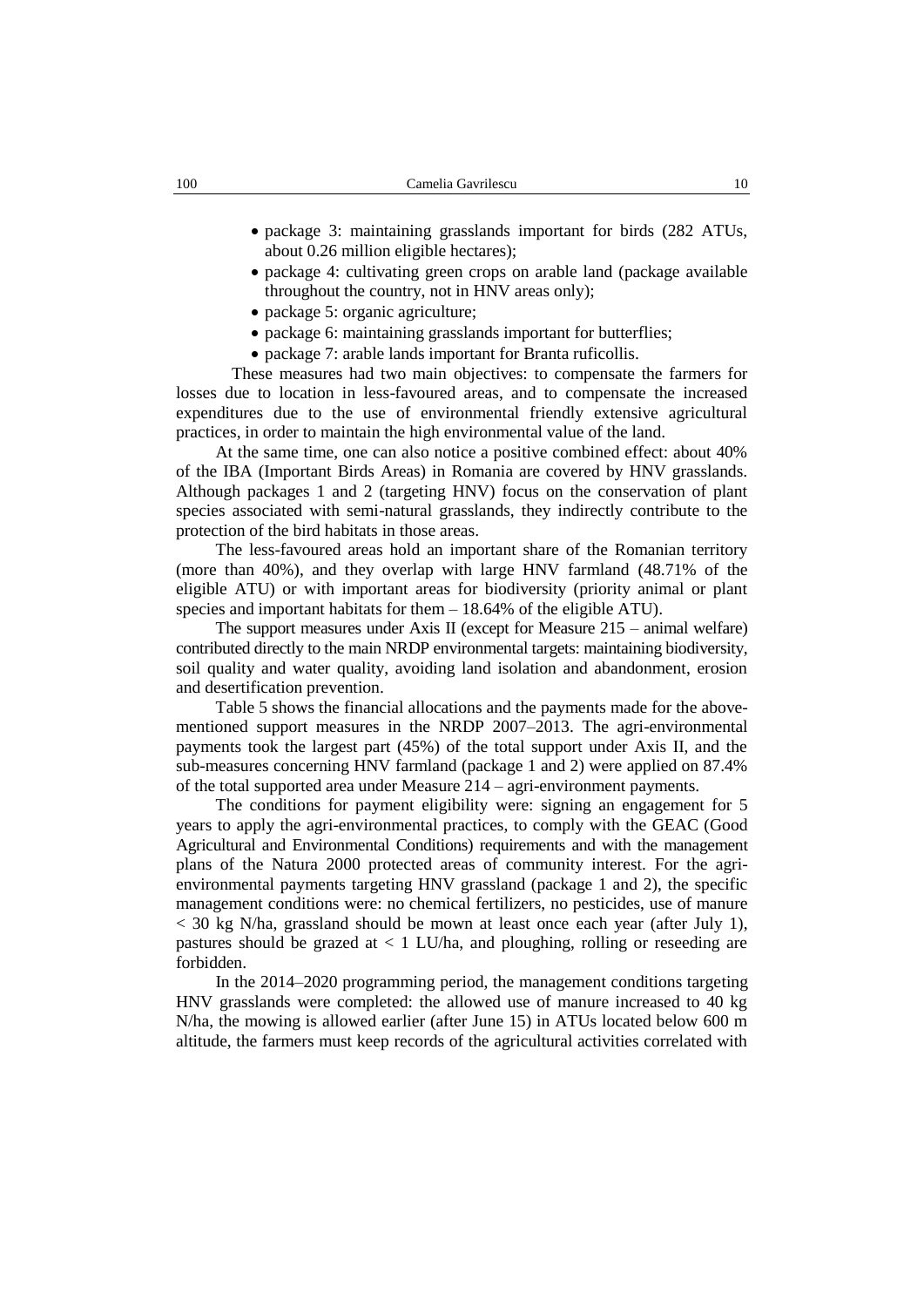- package 3: maintaining grasslands important for birds (282 ATUs, about 0.26 million eligible hectares);
- package 4: cultivating green crops on arable land (package available throughout the country, not in HNV areas only);
- package 5: organic agriculture;
- package 6: maintaining grasslands important for butterflies;
- package 7: arable lands important for Branta ruficollis.

These measures had two main objectives: to compensate the farmers for losses due to location in less-favoured areas, and to compensate the increased expenditures due to the use of environmental friendly extensive agricultural practices, in order to maintain the high environmental value of the land.

At the same time, one can also notice a positive combined effect: about 40% of the IBA (Important Birds Areas) in Romania are covered by HNV grasslands. Although packages 1 and 2 (targeting HNV) focus on the conservation of plant species associated with semi-natural grasslands, they indirectly contribute to the protection of the bird habitats in those areas.

The less-favoured areas hold an important share of the Romanian territory (more than 40%), and they overlap with large HNV farmland (48.71% of the eligible ATU) or with important areas for biodiversity (priority animal or plant species and important habitats for them – 18.64% of the eligible ATU).

The support measures under Axis II (except for Measure 215 – animal welfare) contributed directly to the main NRDP environmental targets: maintaining biodiversity, soil quality and water quality, avoiding land isolation and abandonment, erosion and desertification prevention.

Table 5 shows the financial allocations and the payments made for the above-mentioned support measures in the NRDP 2007–2013. The agri-environmental payments took the largest part (45%) of the total support under Axis II, and the sub-measures concerning HNV farmland (package 1 and 2) were applied on 87.4% of the total supported area under Measure 214 – agri-environment payments.

The conditions for payment eligibility were: signing an engagement for 5 years to apply the agri-environmental practices, to comply with the GEAC (Good Agricultural and Environmental Conditions) requirements and with the management plans of the Natura 2000 protected areas of community interest. For the agri-environmental payments targeting HNV grassland (package 1 and 2), the specific management conditions were: no chemical fertilizers, no pesticides, use of manure < 30 kg N/ha, grassland should be mown at least once each year (after July 1), pastures should be grazed at < 1 LU/ha, and ploughing, rolling or reseeding are forbidden.

In the 2014–2020 programming period, the management conditions targeting HNV grasslands were completed: the allowed use of manure increased to 40 kg N/ha, the mowing is allowed earlier (after June 15) in ATUs located below 600 m altitude, the farmers must keep records of the agricultural activities correlated with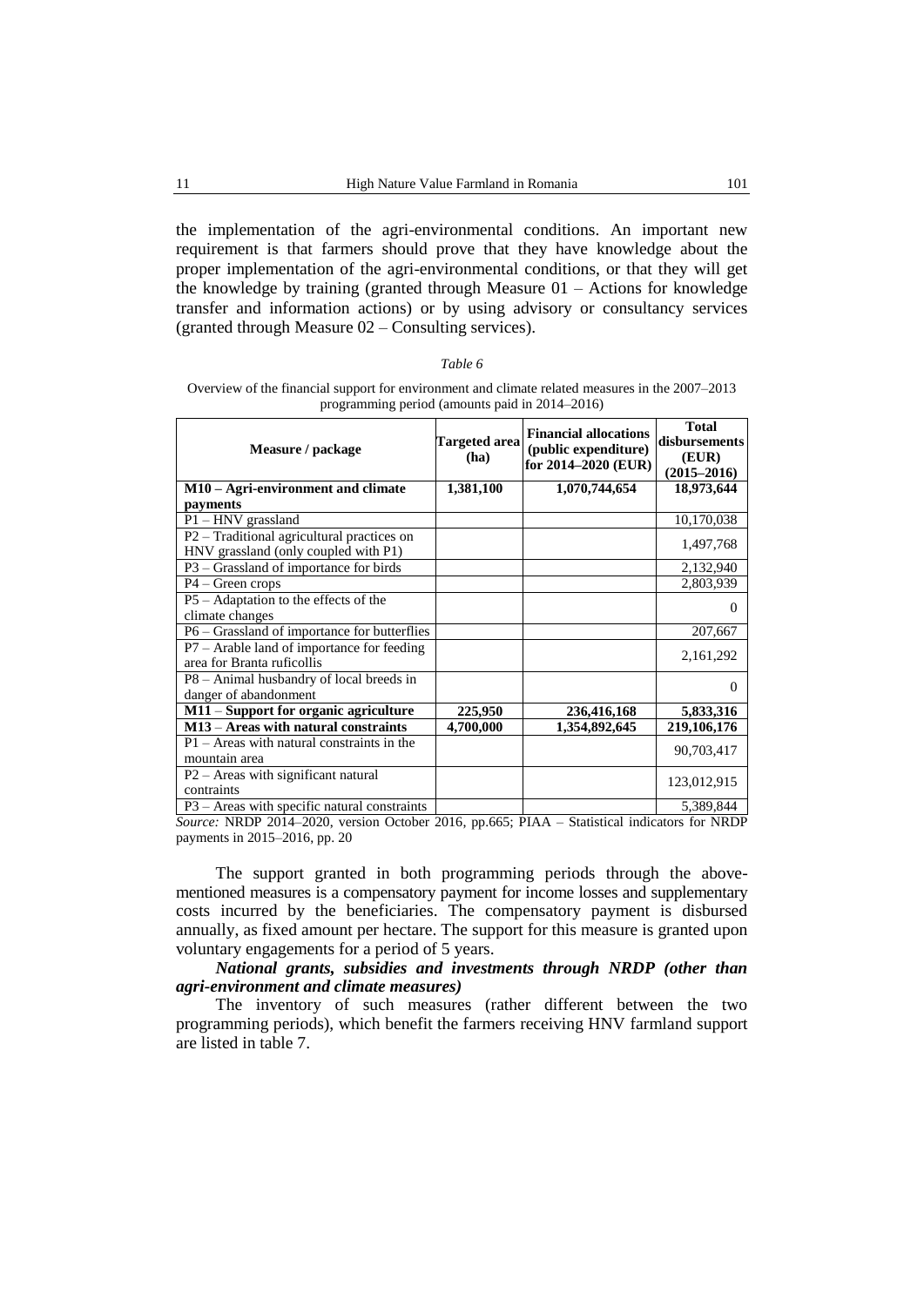the implementation of the agri-environmental conditions. An important new requirement is that farmers should prove that they have knowledge about the proper implementation of the agri-environmental conditions, or that they will get the knowledge by training (granted through Measure 01 – Actions for knowledge transfer and information actions) or by using advisory or consultancy services (granted through Measure 02 – Consulting services).

*Table 6*

Overview of the financial support for environment and climate related measures in the 2007–2013 programming period (amounts paid in 2014–2016)

| Measure / package | Targeted area (ha) | Financial allocations (public expenditure) for 2014–2020 (EUR) | Total disbursements (EUR) (2015–2016) |
|---|---|---|---|
| **M10 – Agri-environment and climate payments** | **1,381,100** | **1,070,744,654** | **18,973,644** |
| P1 – HNV grassland | | | 10,170,038 |
| P2 – Traditional agricultural practices on HNV grassland (only coupled with P1) | | | 1,497,768 |
| P3 – Grassland of importance for birds | | | 2,132,940 |
| P4 – Green crops | | | 2,803,939 |
| P5 – Adaptation to the effects of the climate changes | | | 0 |
| P6 – Grassland of importance for butterflies | | | 207,667 |
| P7 – Arable land of importance for feeding area for Branta ruficollis | | | 2,161,292 |
| P8 – Animal husbandry of local breeds in danger of abandonment | | | 0 |
| **M11 – Support for organic agriculture** | **225,950** | **236,416,168** | **5,833,316** |
| **M13 – Areas with natural constraints** | **4,700,000** | **1,354,892,645** | **219,106,176** |
| P1 – Areas with natural constraints in the mountain area | | | 90,703,417 |
| P2 – Areas with significant natural contraints | | | 123,012,915 |
| P3 – Areas with specific natural constraints | | | 5,389,844 |

*Source:* NRDP 2014–2020, version October 2016, pp.665; PIAA – Statistical indicators for NRDP payments in 2015–2016, pp. 20

The support granted in both programming periods through the above-mentioned measures is a compensatory payment for income losses and supplementary costs incurred by the beneficiaries. The compensatory payment is disbursed annually, as fixed amount per hectare. The support for this measure is granted upon voluntary engagements for a period of 5 years.

***National grants, subsidies and investments through NRDP (other than agri-environment and climate measures)***

The inventory of such measures (rather different between the two programming periods), which benefit the farmers receiving HNV farmland support are listed in table 7.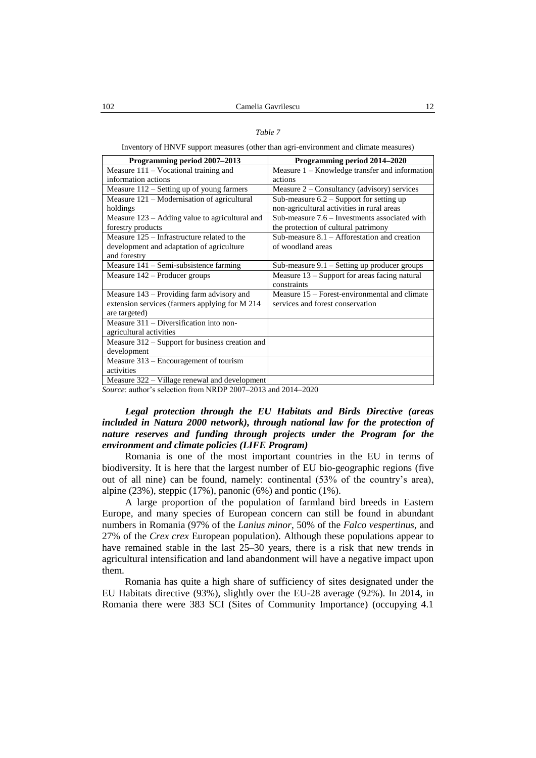*Table 7*

Inventory of HNVF support measures (other than agri-environment and climate measures)

| Programming period 2007–2013 | Programming period 2014–2020 |
| --- | --- |
| Measure 111 – Vocational training and information actions | Measure 1 – Knowledge transfer and information actions |
| Measure 112 – Setting up of young farmers | Measure 2 – Consultancy (advisory) services |
| Measure 121 – Modernisation of agricultural holdings | Sub-measure 6.2 – Support for setting up non-agricultural activities in rural areas |
| Measure 123 – Adding value to agricultural and forestry products | Sub-measure 7.6 – Investments associated with the protection of cultural patrimony |
| Measure 125 – Infrastructure related to the development and adaptation of agriculture and forestry | Sub-measure 8.1 – Afforestation and creation of woodland areas |
| Measure 141 – Semi-subsistence farming | Sub-measure 9.1 – Setting up producer groups |
| Measure 142 – Producer groups | Measure 13 – Support for areas facing natural constraints |
| Measure 143 – Providing farm advisory and extension services (farmers applying for M 214 are targeted) | Measure 15 – Forest-environmental and climate services and forest conservation |
| Measure 311 – Diversification into non-agricultural activities | |
| Measure 312 – Support for business creation and development | |
| Measure 313 – Encouragement of tourism activities | |
| Measure 322 – Village renewal and development | |

*Source*: author's selection from NRDP 2007–2013 and 2014–2020

***Legal protection through the EU Habitats and Birds Directive (areas included in Natura 2000 network), through national law for the protection of nature reserves and funding through projects under the Program for the environment and climate policies (LIFE Program)***

Romania is one of the most important countries in the EU in terms of biodiversity. It is here that the largest number of EU bio-geographic regions (five out of all nine) can be found, namely: continental (53% of the country's area), alpine (23%), steppic (17%), panonic (6%) and pontic (1%).

A large proportion of the population of farmland bird breeds in Eastern Europe, and many species of European concern can still be found in abundant numbers in Romania (97% of the *Lanius minor*, 50% of the *Falco vespertinus*, and 27% of the *Crex crex* European population). Although these populations appear to have remained stable in the last 25–30 years, there is a risk that new trends in agricultural intensification and land abandonment will have a negative impact upon them.

Romania has quite a high share of sufficiency of sites designated under the EU Habitats directive (93%), slightly over the EU-28 average (92%). In 2014, in Romania there were 383 SCI (Sites of Community Importance) (occupying 4.1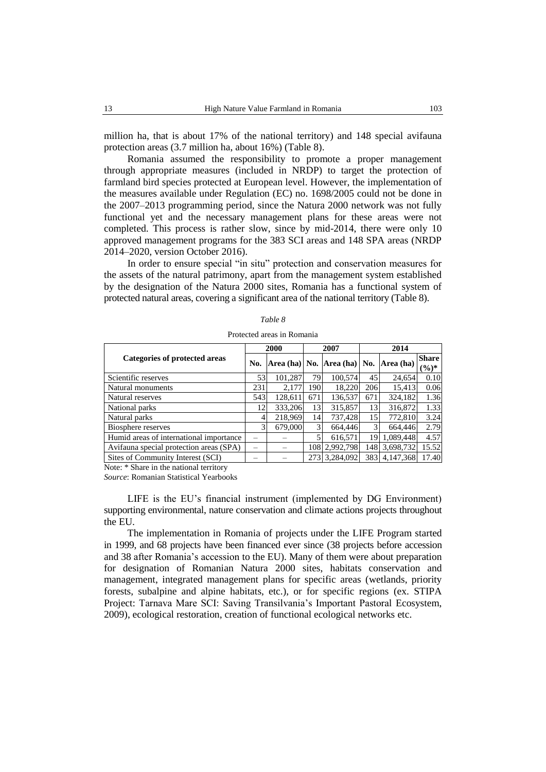million ha, that is about 17% of the national territory) and 148 special avifauna protection areas (3.7 million ha, about 16%) (Table 8).

Romania assumed the responsibility to promote a proper management through appropriate measures (included in NRDP) to target the protection of farmland bird species protected at European level. However, the implementation of the measures available under Regulation (EC) no. 1698/2005 could not be done in the 2007–2013 programming period, since the Natura 2000 network was not fully functional yet and the necessary management plans for these areas were not completed. This process is rather slow, since by mid-2014, there were only 10 approved management programs for the 383 SCI areas and 148 SPA areas (NRDP 2014–2020, version October 2016).

In order to ensure special "in situ" protection and conservation measures for the assets of the natural patrimony, apart from the management system established by the designation of the Natura 2000 sites, Romania has a functional system of protected natural areas, covering a significant area of the national territory (Table 8).

*Table 8*

Protected areas in Romania

| Categories of protected areas | 2000 | | 2007 | | 2014 | | |
|---|---|---|---|---|---|---|---|
| | No. | Area (ha) | No. | Area (ha) | No. | Area (ha) | Share (%)* |
| Scientific reserves | 53 | 101,287 | 79 | 100,574 | 45 | 24,654 | 0.10 |
| Natural monuments | 231 | 2,177 | 190 | 18,220 | 206 | 15,413 | 0.06 |
| Natural reserves | 543 | 128,611 | 671 | 136,537 | 671 | 324,182 | 1.36 |
| National parks | 12 | 333,206 | 13 | 315,857 | 13 | 316,872 | 1.33 |
| Natural parks | 4 | 218,969 | 14 | 737,428 | 15 | 772,810 | 3.24 |
| Biosphere reserves | 3 | 679,000 | 3 | 664,446 | 3 | 664,446 | 2.79 |
| Humid areas of international importance | – | – | 5 | 616,571 | 19 | 1,089,448 | 4.57 |
| Avifauna special protection areas (SPA) | – | – | 108 | 2,992,798 | 148 | 3,698,732 | 15.52 |
| Sites of Community Interest (SCI) | – | – | 273 | 3,284,092 | 383 | 4,147,368 | 17.40 |

Note: * Share in the national territory

*Source*: Romanian Statistical Yearbooks

LIFE is the EU's financial instrument (implemented by DG Environment) supporting environmental, nature conservation and climate actions projects throughout the EU.

The implementation in Romania of projects under the LIFE Program started in 1999, and 68 projects have been financed ever since (38 projects before accession and 38 after Romania's accession to the EU). Many of them were about preparation for designation of Romanian Natura 2000 sites, habitats conservation and management, integrated management plans for specific areas (wetlands, priority forests, subalpine and alpine habitats, etc.), or for specific regions (ex. STIPA Project: Tarnava Mare SCI: Saving Transilvania's Important Pastoral Ecosystem, 2009), ecological restoration, creation of functional ecological networks etc.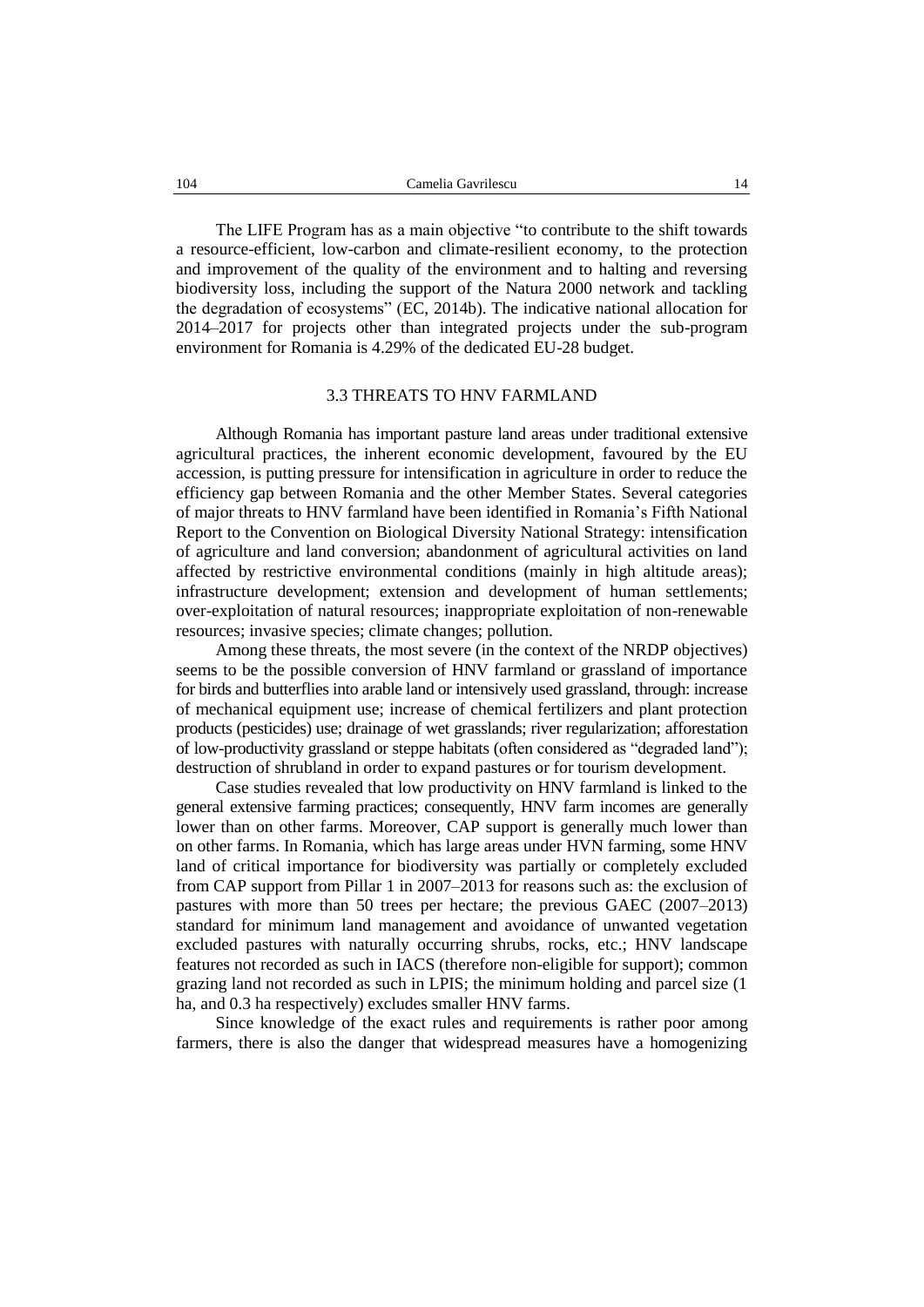The LIFE Program has as a main objective "to contribute to the shift towards a resource-efficient, low-carbon and climate-resilient economy, to the protection and improvement of the quality of the environment and to halting and reversing biodiversity loss, including the support of the Natura 2000 network and tackling the degradation of ecosystems" (EC, 2014b). The indicative national allocation for 2014–2017 for projects other than integrated projects under the sub-program environment for Romania is 4.29% of the dedicated EU-28 budget.

### 3.3 THREATS TO HNV FARMLAND

Although Romania has important pasture land areas under traditional extensive agricultural practices, the inherent economic development, favoured by the EU accession, is putting pressure for intensification in agriculture in order to reduce the efficiency gap between Romania and the other Member States. Several categories of major threats to HNV farmland have been identified in Romania's Fifth National Report to the Convention on Biological Diversity National Strategy: intensification of agriculture and land conversion; abandonment of agricultural activities on land affected by restrictive environmental conditions (mainly in high altitude areas); infrastructure development; extension and development of human settlements; over-exploitation of natural resources; inappropriate exploitation of non-renewable resources; invasive species; climate changes; pollution.

Among these threats, the most severe (in the context of the NRDP objectives) seems to be the possible conversion of HNV farmland or grassland of importance for birds and butterflies into arable land or intensively used grassland, through: increase of mechanical equipment use; increase of chemical fertilizers and plant protection products (pesticides) use; drainage of wet grasslands; river regularization; afforestation of low-productivity grassland or steppe habitats (often considered as "degraded land"); destruction of shrubland in order to expand pastures or for tourism development.

Case studies revealed that low productivity on HNV farmland is linked to the general extensive farming practices; consequently, HNV farm incomes are generally lower than on other farms. Moreover, CAP support is generally much lower than on other farms. In Romania, which has large areas under HVN farming, some HNV land of critical importance for biodiversity was partially or completely excluded from CAP support from Pillar 1 in 2007–2013 for reasons such as: the exclusion of pastures with more than 50 trees per hectare; the previous GAEC (2007–2013) standard for minimum land management and avoidance of unwanted vegetation excluded pastures with naturally occurring shrubs, rocks, etc.; HNV landscape features not recorded as such in IACS (therefore non-eligible for support); common grazing land not recorded as such in LPIS; the minimum holding and parcel size (1 ha, and 0.3 ha respectively) excludes smaller HNV farms.

Since knowledge of the exact rules and requirements is rather poor among farmers, there is also the danger that widespread measures have a homogenizing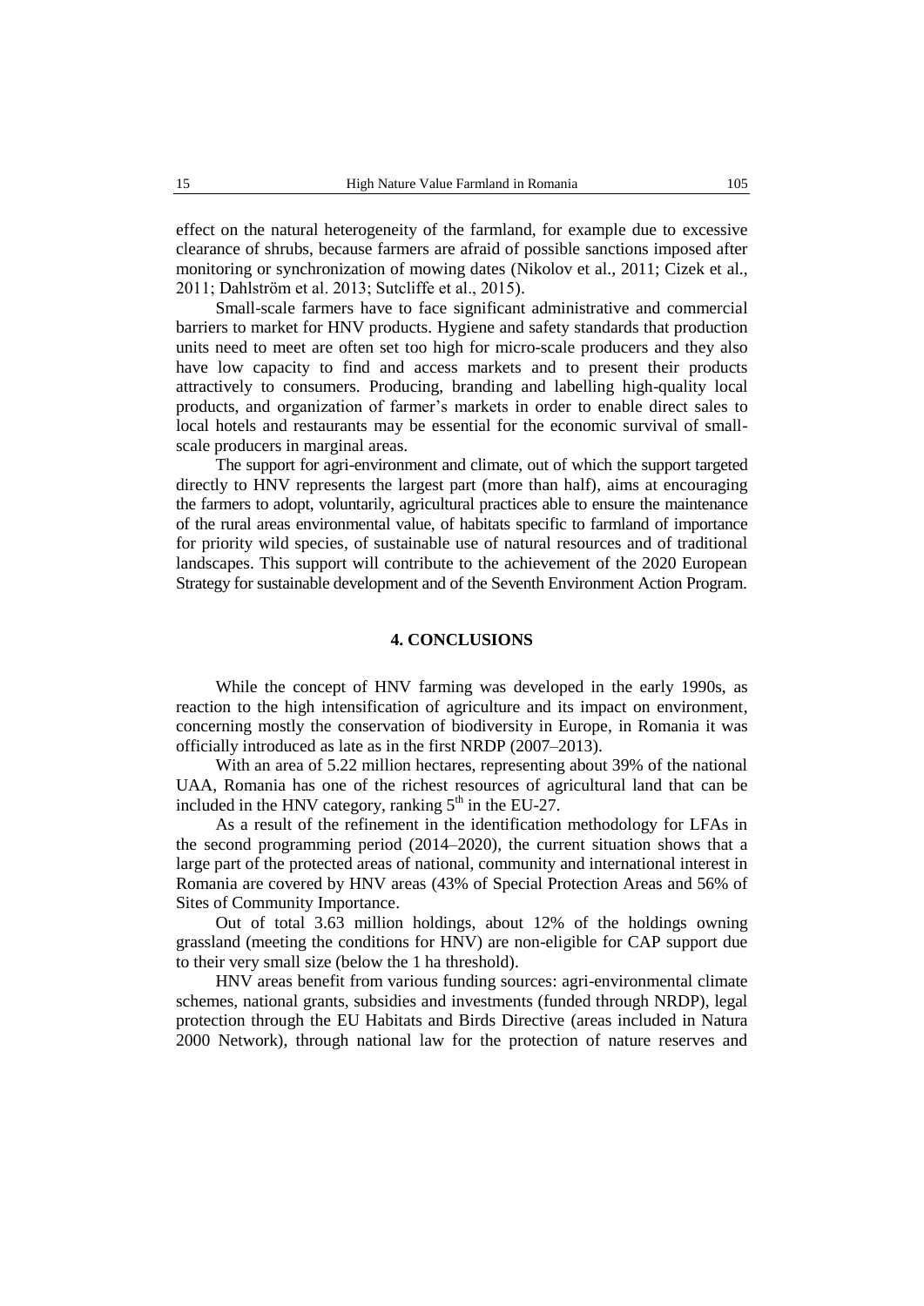effect on the natural heterogeneity of the farmland, for example due to excessive clearance of shrubs, because farmers are afraid of possible sanctions imposed after monitoring or synchronization of mowing dates (Nikolov et al., 2011; Cizek et al., 2011; Dahlström et al. 2013; Sutcliffe et al., 2015).

Small-scale farmers have to face significant administrative and commercial barriers to market for HNV products. Hygiene and safety standards that production units need to meet are often set too high for micro-scale producers and they also have low capacity to find and access markets and to present their products attractively to consumers. Producing, branding and labelling high-quality local products, and organization of farmer's markets in order to enable direct sales to local hotels and restaurants may be essential for the economic survival of small-scale producers in marginal areas.

The support for agri-environment and climate, out of which the support targeted directly to HNV represents the largest part (more than half), aims at encouraging the farmers to adopt, voluntarily, agricultural practices able to ensure the maintenance of the rural areas environmental value, of habitats specific to farmland of importance for priority wild species, of sustainable use of natural resources and of traditional landscapes. This support will contribute to the achievement of the 2020 European Strategy for sustainable development and of the Seventh Environment Action Program.

## 4. CONCLUSIONS

While the concept of HNV farming was developed in the early 1990s, as reaction to the high intensification of agriculture and its impact on environment, concerning mostly the conservation of biodiversity in Europe, in Romania it was officially introduced as late as in the first NRDP (2007–2013).

With an area of 5.22 million hectares, representing about 39% of the national UAA, Romania has one of the richest resources of agricultural land that can be included in the HNV category, ranking 5$^{th}$ in the EU-27.

As a result of the refinement in the identification methodology for LFAs in the second programming period (2014–2020), the current situation shows that a large part of the protected areas of national, community and international interest in Romania are covered by HNV areas (43% of Special Protection Areas and 56% of Sites of Community Importance.

Out of total 3.63 million holdings, about 12% of the holdings owning grassland (meeting the conditions for HNV) are non-eligible for CAP support due to their very small size (below the 1 ha threshold).

HNV areas benefit from various funding sources: agri-environmental climate schemes, national grants, subsidies and investments (funded through NRDP), legal protection through the EU Habitats and Birds Directive (areas included in Natura 2000 Network), through national law for the protection of nature reserves and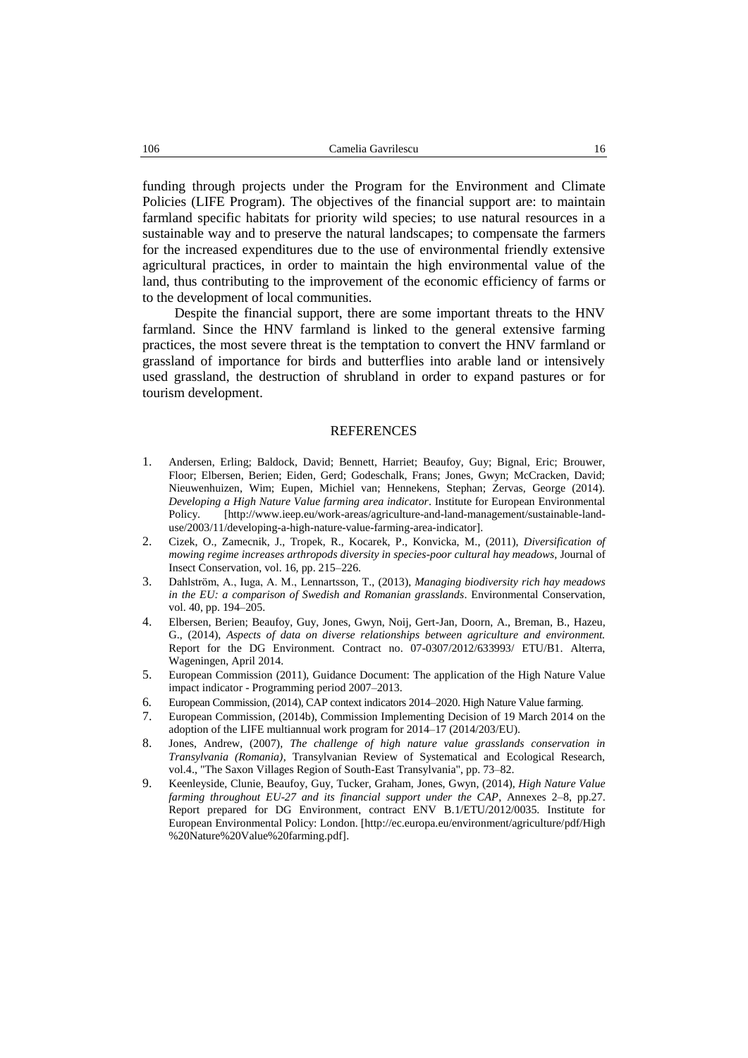funding through projects under the Program for the Environment and Climate Policies (LIFE Program). The objectives of the financial support are: to maintain farmland specific habitats for priority wild species; to use natural resources in a sustainable way and to preserve the natural landscapes; to compensate the farmers for the increased expenditures due to the use of environmental friendly extensive agricultural practices, in order to maintain the high environmental value of the land, thus contributing to the improvement of the economic efficiency of farms or to the development of local communities.

Despite the financial support, there are some important threats to the HNV farmland. Since the HNV farmland is linked to the general extensive farming practices, the most severe threat is the temptation to convert the HNV farmland or grassland of importance for birds and butterflies into arable land or intensively used grassland, the destruction of shrubland in order to expand pastures or for tourism development.

## REFERENCES

1. Andersen, Erling; Baldock, David; Bennett, Harriet; Beaufoy, Guy; Bignal, Eric; Brouwer, Floor; Elbersen, Berien; Eiden, Gerd; Godeschalk, Frans; Jones, Gwyn; McCracken, David; Nieuwenhuizen, Wim; Eupen, Michiel van; Hennekens, Stephan; Zervas, George (2014). *Developing a High Nature Value farming area indicator*. Institute for European Environmental Policy. [http://www.ieep.eu/work-areas/agriculture-and-land-management/sustainable-land-use/2003/11/developing-a-high-nature-value-farming-area-indicator].
2. Cizek, O., Zamecnik, J., Tropek, R., Kocarek, P., Konvicka, M., (2011), *Diversification of mowing regime increases arthropods diversity in species-poor cultural hay meadows*, Journal of Insect Conservation, vol. 16, pp. 215–226.
3. Dahlström, A., Iuga, A. M., Lennartsson, T., (2013), *Managing biodiversity rich hay meadows in the EU: a comparison of Swedish and Romanian grasslands*. Environmental Conservation, vol. 40, pp. 194–205.
4. Elbersen, Berien; Beaufoy, Guy, Jones, Gwyn, Noij, Gert-Jan, Doorn, A., Breman, B., Hazeu, G., (2014), *Aspects of data on diverse relationships between agriculture and environment.* Report for the DG Environment. Contract no. 07-0307/2012/633993/ ETU/B1. Alterra, Wageningen, April 2014.
5. European Commission (2011), Guidance Document: The application of the High Nature Value impact indicator - Programming period 2007–2013.
6. European Commission, (2014), CAP context indicators 2014–2020. High Nature Value farming.
7. European Commission, (2014b), Commission Implementing Decision of 19 March 2014 on the adoption of the LIFE multiannual work program for 2014–17 (2014/203/EU).
8. Jones, Andrew, (2007), *The challenge of high nature value grasslands conservation in Transylvania (Romania)*, Transylvanian Review of Systematical and Ecological Research, vol.4., "The Saxon Villages Region of South-East Transylvania", pp. 73–82.
9. Keenleyside, Clunie, Beaufoy, Guy, Tucker, Graham, Jones, Gwyn, (2014), *High Nature Value farming throughout EU-27 and its financial support under the CAP*, Annexes 2–8, pp.27. Report prepared for DG Environment, contract ENV B.1/ETU/2012/0035. Institute for European Environmental Policy: London. [http://ec.europa.eu/environment/agriculture/pdf/High%20Nature%20Value%20farming.pdf].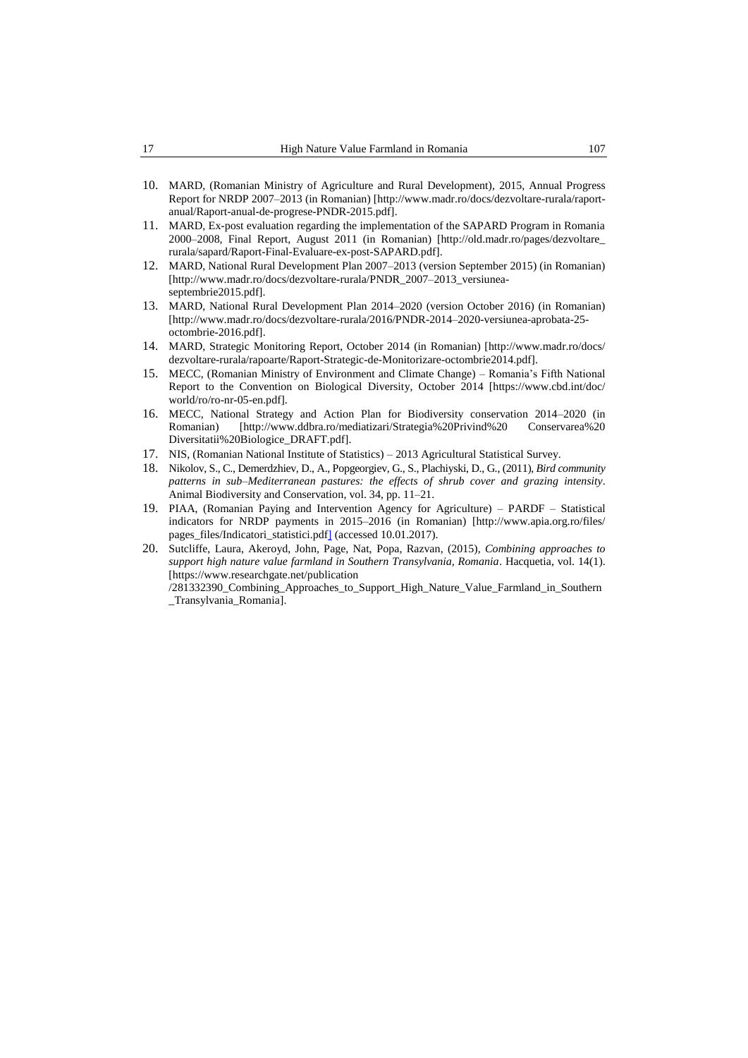10. MARD, (Romanian Ministry of Agriculture and Rural Development), 2015, Annual Progress Report for NRDP 2007–2013 (in Romanian) [http://www.madr.ro/docs/dezvoltare-rurala/raport-anual/Raport-anual-de-progrese-PNDR-2015.pdf].
11. MARD, Ex-post evaluation regarding the implementation of the SAPARD Program in Romania 2000–2008, Final Report, August 2011 (in Romanian) [http://old.madr.ro/pages/dezvoltare_rurala/sapard/Raport-Final-Evaluare-ex-post-SAPARD.pdf].
12. MARD, National Rural Development Plan 2007–2013 (version September 2015) (in Romanian) [http://www.madr.ro/docs/dezvoltare-rurala/PNDR_2007–2013_versiunea-septembrie2015.pdf].
13. MARD, National Rural Development Plan 2014–2020 (version October 2016) (in Romanian) [http://www.madr.ro/docs/dezvoltare-rurala/2016/PNDR-2014–2020-versiunea-aprobata-25-octombrie-2016.pdf].
14. MARD, Strategic Monitoring Report, October 2014 (in Romanian) [http://www.madr.ro/docs/dezvoltare-rurala/rapoarte/Raport-Strategic-de-Monitorizare-octombrie2014.pdf].
15. MECC, (Romanian Ministry of Environment and Climate Change) – Romania's Fifth National Report to the Convention on Biological Diversity, October 2014 [https://www.cbd.int/doc/world/ro/ro-nr-05-en.pdf].
16. MECC, National Strategy and Action Plan for Biodiversity conservation 2014–2020 (in Romanian) [http://www.ddbra.ro/mediatizari/Strategia%20Privind%20 Conservarea%20 Diversitatii%20Biologice_DRAFT.pdf].
17. NIS, (Romanian National Institute of Statistics) – 2013 Agricultural Statistical Survey.
18. Nikolov, S., C., Demerdzhiev, D., A., Popgeorgiev, G., S., Plachiyski, D., G., (2011), *Bird community patterns in sub–Mediterranean pastures: the effects of shrub cover and grazing intensity*. Animal Biodiversity and Conservation, vol. 34, pp. 11–21.
19. PIAA, (Romanian Paying and Intervention Agency for Agriculture) – PARDF – Statistical indicators for NRDP payments in 2015–2016 (in Romanian) [http://www.apia.org.ro/files/pages_files/Indicatori_statistici.pdf] (accessed 10.01.2017).
20. Sutcliffe, Laura, Akeroyd, John, Page, Nat, Popa, Razvan, (2015), *Combining approaches to support high nature value farmland in Southern Transylvania, Romania*. Hacquetia, vol. 14(1). [https://www.researchgate.net/publication/281332390_Combining_Approaches_to_Support_High_Nature_Value_Farmland_in_Southern_Transylvania_Romania].